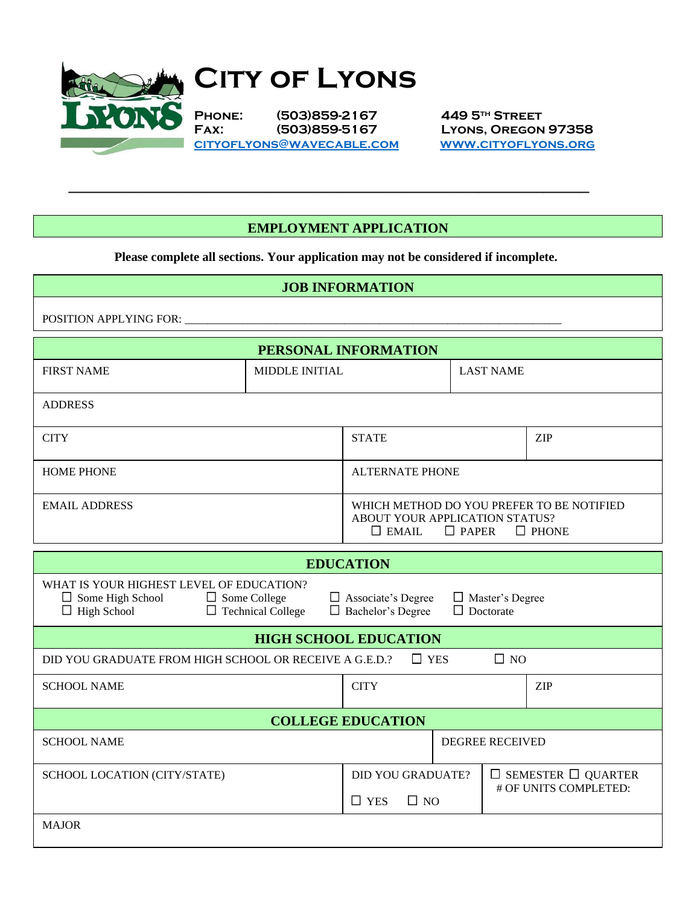# City of Lyons

**Phone:** (503)859-2167
**Fax:** (503)859-5167
**cityoflyons@wavecable.com**

**449 5TH Street**
**Lyons, Oregon 97358**
**www.cityoflyons.org**

---

## EMPLOYMENT APPLICATION

**Please complete all sections. Your application may not be considered if incomplete.**

### JOB INFORMATION

POSITION APPLYING FOR: ______________________________________________________________

### PERSONAL INFORMATION

| FIRST NAME | MIDDLE INITIAL | LAST NAME |
|---|---|---|
| ADDRESS | | |
| CITY | STATE | ZIP |
| HOME PHONE | ALTERNATE PHONE | |
| EMAIL ADDRESS | WHICH METHOD DO YOU PREFER TO BE NOTIFIED ABOUT YOUR APPLICATION STATUS? ☐ EMAIL ☐ PAPER ☐ PHONE | |

### EDUCATION

WHAT IS YOUR HIGHEST LEVEL OF EDUCATION?

☐ Some High School ☐ Some College ☐ Associate's Degree ☐ Master's Degree
☐ High School ☐ Technical College ☐ Bachelor's Degree ☐ Doctorate

### HIGH SCHOOL EDUCATION

DID YOU GRADUATE FROM HIGH SCHOOL OR RECEIVE A G.E.D.? ☐ YES ☐ NO

| SCHOOL NAME | CITY | ZIP |
|---|---|---|

### COLLEGE EDUCATION

| SCHOOL NAME | DEGREE RECEIVED | |
|---|---|---|
| SCHOOL LOCATION (CITY/STATE) | DID YOU GRADUATE? ☐ YES ☐ NO | ☐ SEMESTER ☐ QUARTER # OF UNITS COMPLETED: |
| MAJOR | | |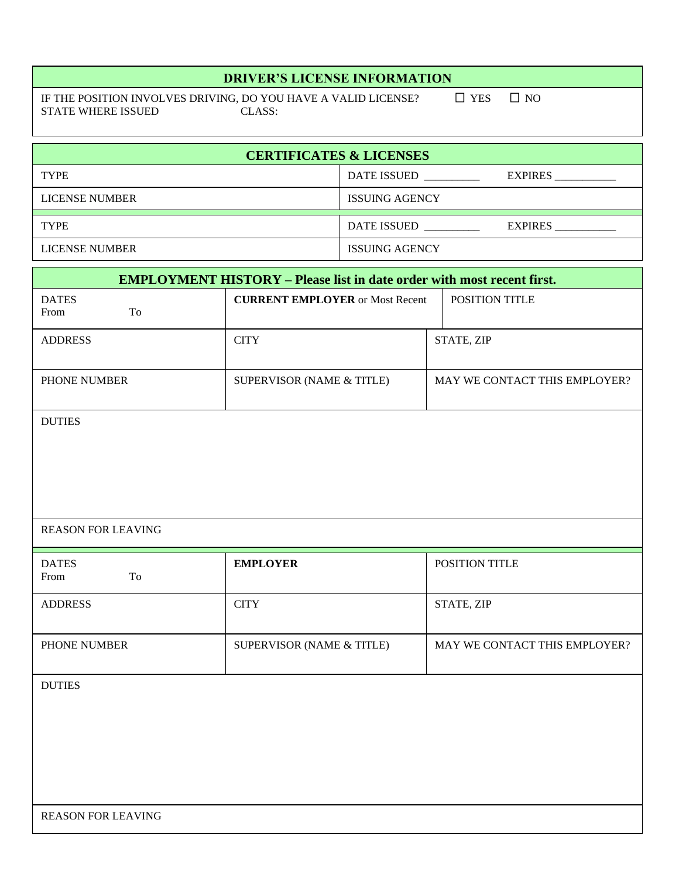## DRIVER'S LICENSE INFORMATION

IF THE POSITION INVOLVES DRIVING, DO YOU HAVE A VALID LICENSE? ☐ YES ☐ NO

STATE WHERE ISSUED CLASS:

## CERTIFICATES & LICENSES

| TYPE | DATE ISSUED __________ EXPIRES ___________ |
|---|---|
| LICENSE NUMBER | ISSUING AGENCY |
| TYPE | DATE ISSUED __________ EXPIRES ___________ |
| LICENSE NUMBER | ISSUING AGENCY |

## EMPLOYMENT HISTORY – Please list in date order with most recent first.

| DATES From To | **CURRENT EMPLOYER** or Most Recent | POSITION TITLE |
|---|---|---|
| ADDRESS | CITY | STATE, ZIP |
| PHONE NUMBER | SUPERVISOR (NAME & TITLE) | MAY WE CONTACT THIS EMPLOYER? |
| DUTIES | | |
| REASON FOR LEAVING | | |

| DATES From To | **EMPLOYER** | POSITION TITLE |
|---|---|---|
| ADDRESS | CITY | STATE, ZIP |
| PHONE NUMBER | SUPERVISOR (NAME & TITLE) | MAY WE CONTACT THIS EMPLOYER? |
| DUTIES | | |
| REASON FOR LEAVING | | |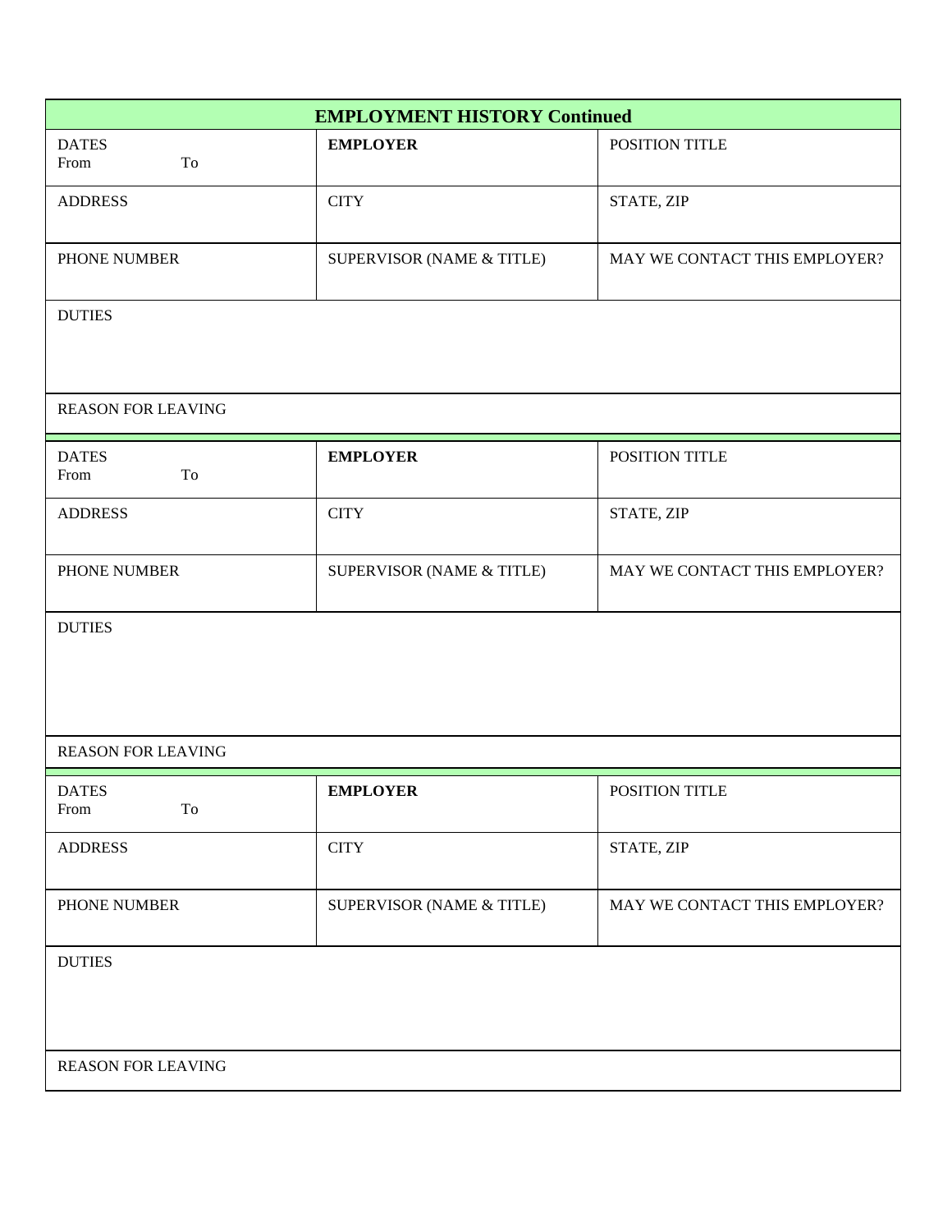## EMPLOYMENT HISTORY Continued

| DATES<br>From To | **EMPLOYER** | POSITION TITLE |
|---|---|---|
| ADDRESS | CITY | STATE, ZIP |
| PHONE NUMBER | SUPERVISOR (NAME & TITLE) | MAY WE CONTACT THIS EMPLOYER? |
| DUTIES | | |
| REASON FOR LEAVING | | |

| DATES<br>From To | **EMPLOYER** | POSITION TITLE |
|---|---|---|
| ADDRESS | CITY | STATE, ZIP |
| PHONE NUMBER | SUPERVISOR (NAME & TITLE) | MAY WE CONTACT THIS EMPLOYER? |
| DUTIES | | |
| REASON FOR LEAVING | | |

| DATES<br>From To | **EMPLOYER** | POSITION TITLE |
|---|---|---|
| ADDRESS | CITY | STATE, ZIP |
| PHONE NUMBER | SUPERVISOR (NAME & TITLE) | MAY WE CONTACT THIS EMPLOYER? |
| DUTIES | | |
| REASON FOR LEAVING | | |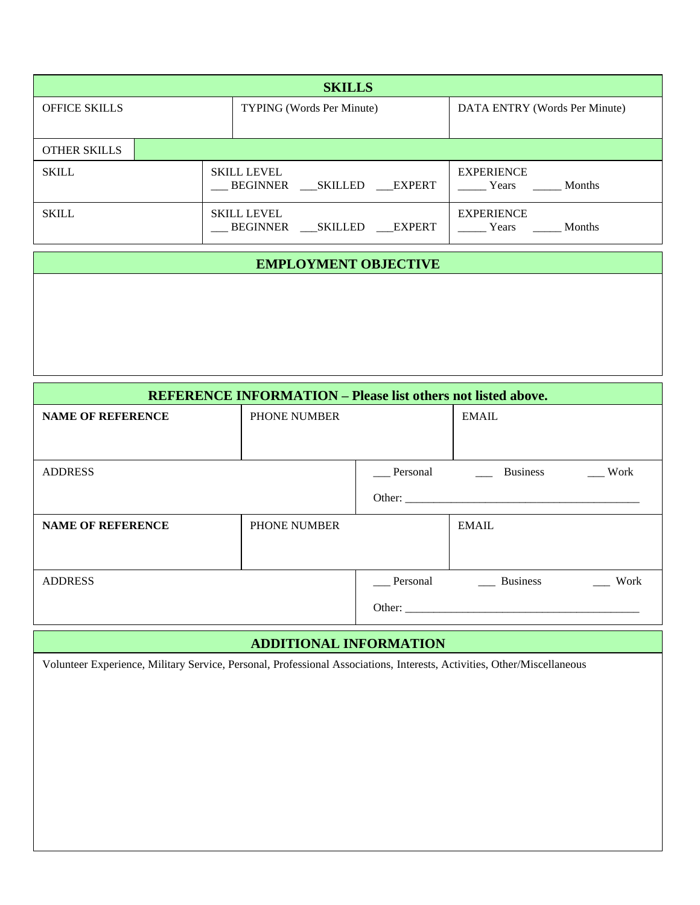## SKILLS

| OFFICE SKILLS | TYPING (Words Per Minute) | DATA ENTRY (Words Per Minute) |
|---|---|---|
| | | |

| OTHER SKILLS | | |
|---|---|---|
| SKILL | SKILL LEVEL<br>___ BEGINNER ___SKILLED ___EXPERT | EXPERIENCE<br>_____ Years _____ Months |
| SKILL | SKILL LEVEL<br>___ BEGINNER ___SKILLED ___EXPERT | EXPERIENCE<br>_____ Years _____ Months |

## EMPLOYMENT OBJECTIVE

## REFERENCE INFORMATION – Please list others not listed above.

| **NAME OF REFERENCE** | PHONE NUMBER | EMAIL |
|---|---|---|
| ADDRESS | ___ Personal ___ Business ___ Work<br>Other: ________________________________________ | |
| **NAME OF REFERENCE** | PHONE NUMBER | EMAIL |
| ADDRESS | ___ Personal ___ Business ___ Work<br>Other: ________________________________________ | |

## ADDITIONAL INFORMATION

Volunteer Experience, Military Service, Personal, Professional Associations, Interests, Activities, Other/Miscellaneous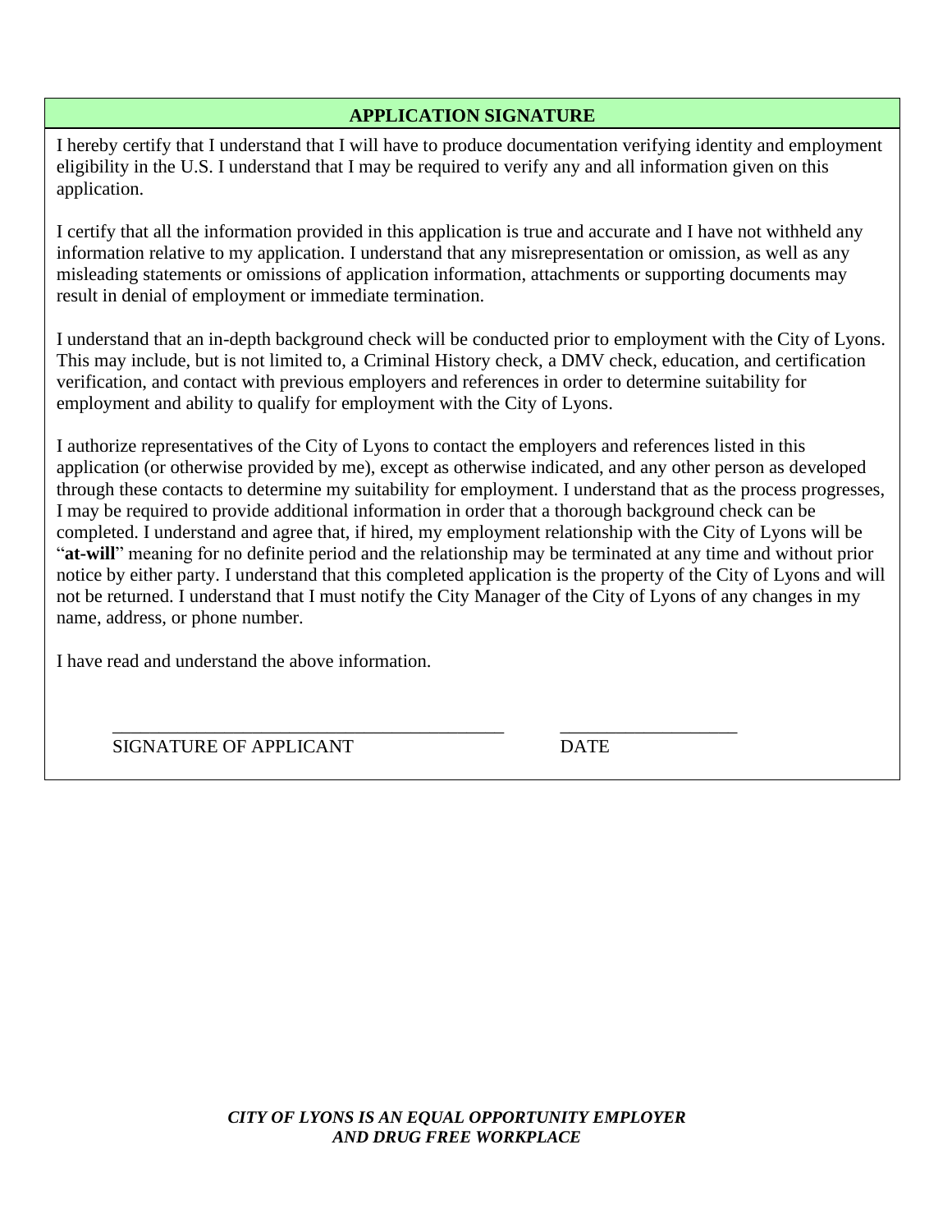## APPLICATION SIGNATURE

I hereby certify that I understand that I will have to produce documentation verifying identity and employment eligibility in the U.S. I understand that I may be required to verify any and all information given on this application.

I certify that all the information provided in this application is true and accurate and I have not withheld any information relative to my application. I understand that any misrepresentation or omission, as well as any misleading statements or omissions of application information, attachments or supporting documents may result in denial of employment or immediate termination.

I understand that an in-depth background check will be conducted prior to employment with the City of Lyons. This may include, but is not limited to, a Criminal History check, a DMV check, education, and certification verification, and contact with previous employers and references in order to determine suitability for employment and ability to qualify for employment with the City of Lyons.

I authorize representatives of the City of Lyons to contact the employers and references listed in this application (or otherwise provided by me), except as otherwise indicated, and any other person as developed through these contacts to determine my suitability for employment. I understand that as the process progresses, I may be required to provide additional information in order that a thorough background check can be completed. I understand and agree that, if hired, my employment relationship with the City of Lyons will be "**at-will**" meaning for no definite period and the relationship may be terminated at any time and without prior notice by either party. I understand that this completed application is the property of the City of Lyons and will not be returned. I understand that I must notify the City Manager of the City of Lyons of any changes in my name, address, or phone number.

I have read and understand the above information.

__________________________________________ ___________________

SIGNATURE OF APPLICANT DATE

***CITY OF LYONS IS AN EQUAL OPPORTUNITY EMPLOYER***
***AND DRUG FREE WORKPLACE***